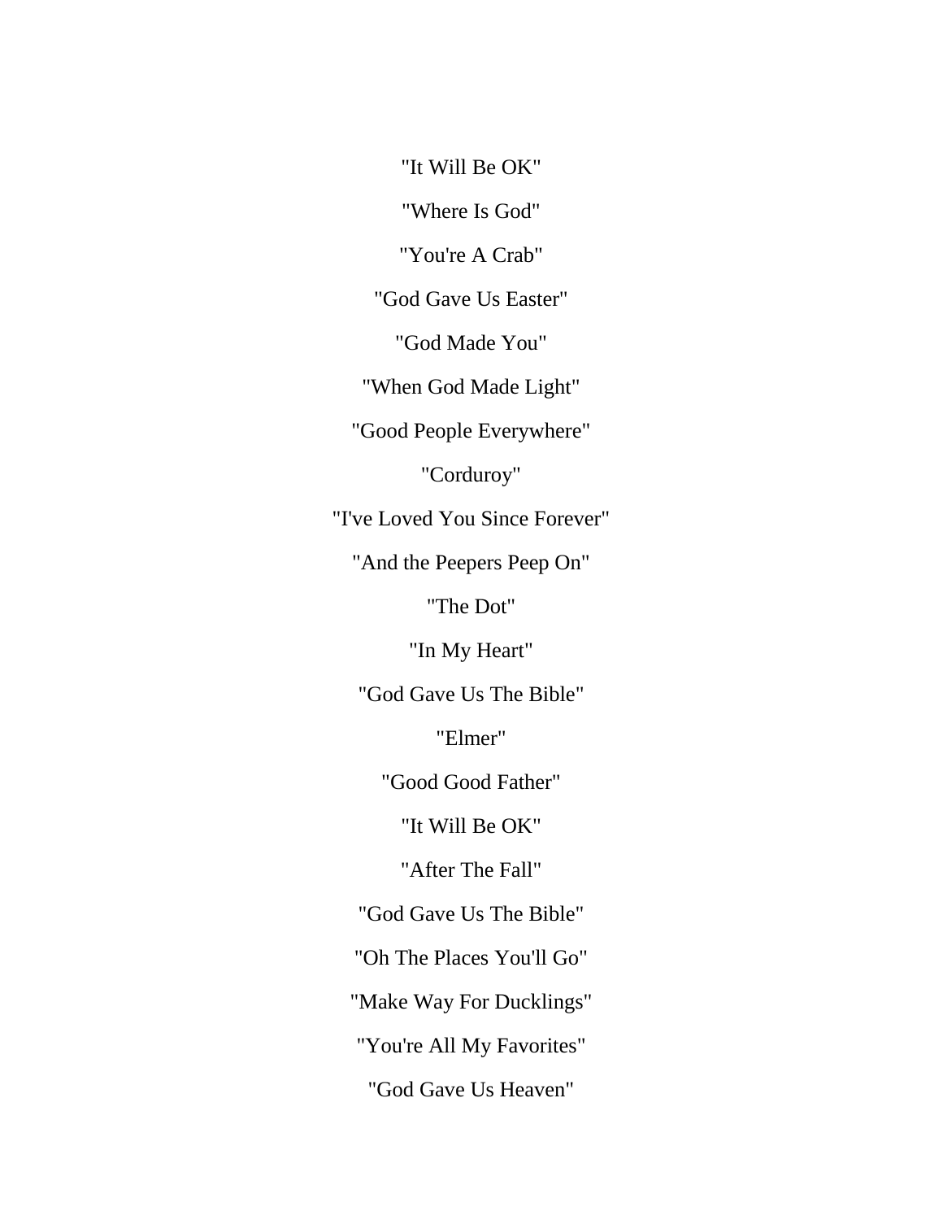"It Will Be OK"

"Where Is God"

"You're A Crab"

"God Gave Us Easter"

"God Made You"

"When God Made Light"

"Good People Everywhere"

"Corduroy"

"I've Loved You Since Forever"

"And the Peepers Peep On"

"The Dot"

"In My Heart"

"God Gave Us The Bible"

"Elmer"

"Good Good Father"

"It Will Be OK"

"After The Fall"

"God Gave Us The Bible"

"Oh The Places You'll Go"

"Make Way For Ducklings"

"You're All My Favorites"

"God Gave Us Heaven"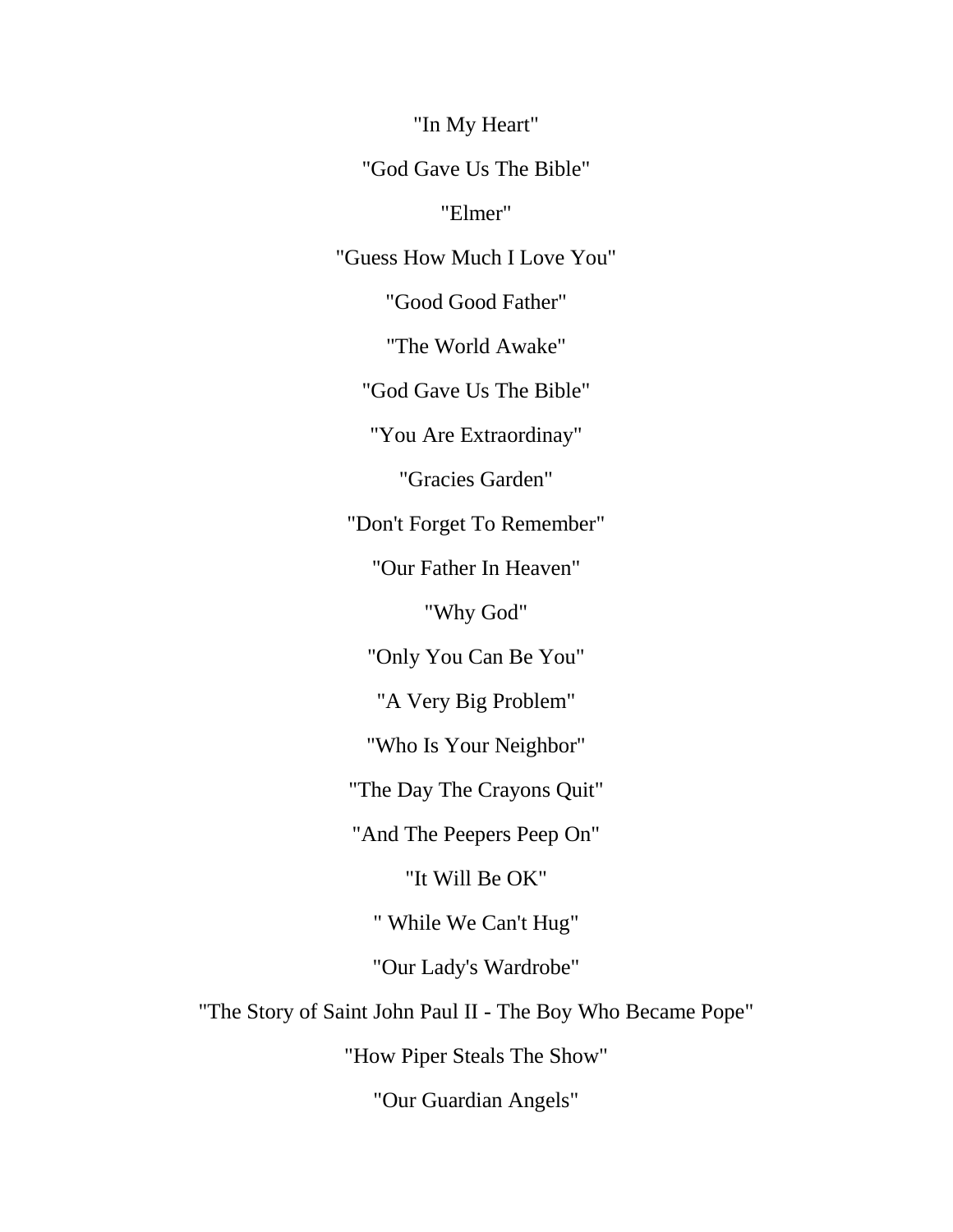"In My Heart"

"God Gave Us The Bible"

"Elmer"

"Guess How Much I Love You"

"Good Good Father"

"The World Awake"

"God Gave Us The Bible"

"You Are Extraordinay"

"Gracies Garden"

"Don't Forget To Remember"

"Our Father In Heaven"

"Why God"

"Only You Can Be You"

"A Very Big Problem"

"Who Is Your Neighbor"

"The Day The Crayons Quit"

"And The Peepers Peep On"

"It Will Be OK"

" While We Can't Hug"

"Our Lady's Wardrobe"

"The Story of Saint John Paul II - The Boy Who Became Pope"

"How Piper Steals The Show"

"Our Guardian Angels"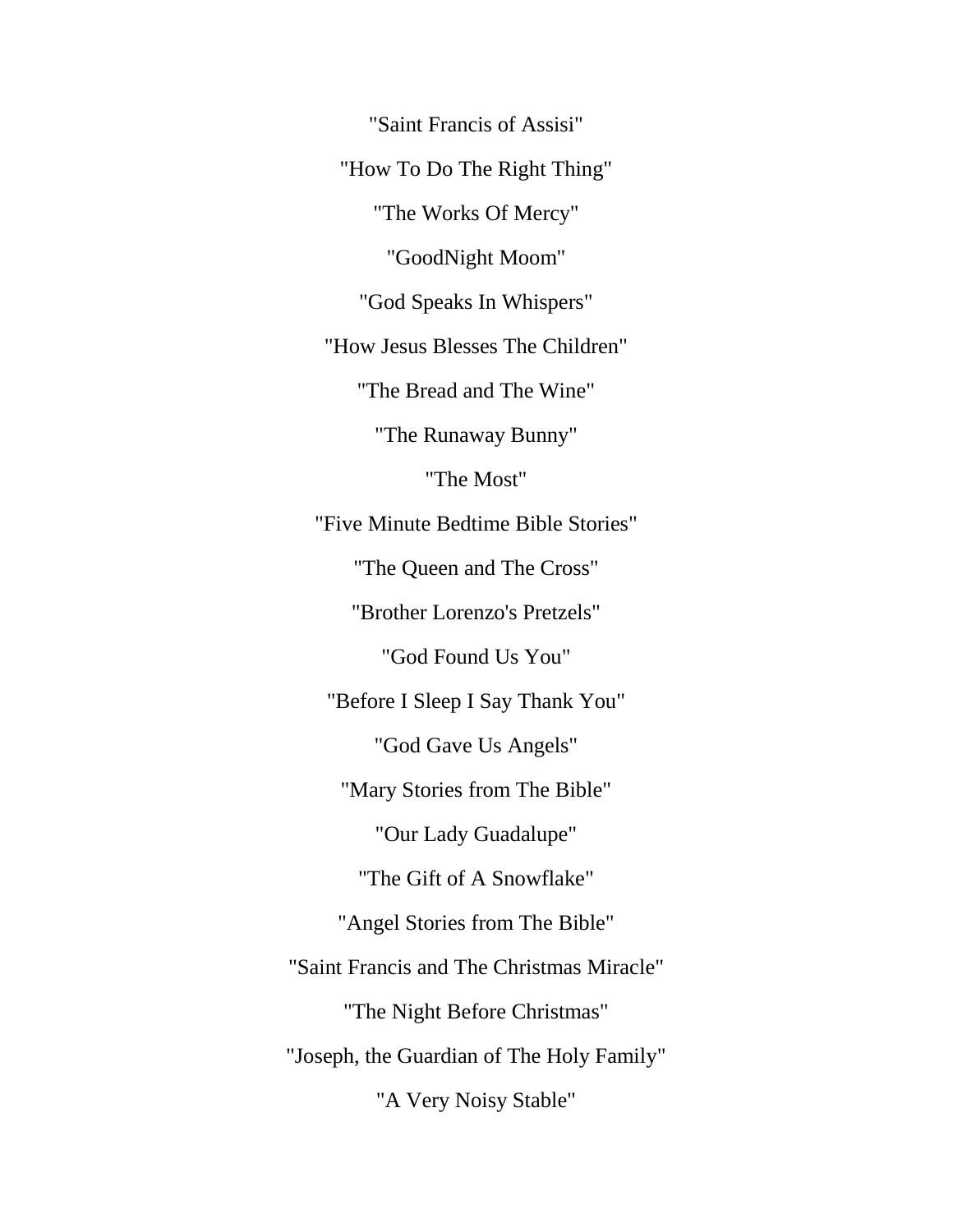"Saint Francis of Assisi"

"How To Do The Right Thing"

"The Works Of Mercy"

"GoodNight Moom"

"God Speaks In Whispers"

"How Jesus Blesses The Children"

"The Bread and The Wine"

"The Runaway Bunny"

"The Most"

"Five Minute Bedtime Bible Stories"

"The Queen and The Cross"

"Brother Lorenzo's Pretzels"

"God Found Us You"

"Before I Sleep I Say Thank You"

"God Gave Us Angels"

"Mary Stories from The Bible"

"Our Lady Guadalupe"

"The Gift of A Snowflake"

"Angel Stories from The Bible"

"Saint Francis and The Christmas Miracle"

"The Night Before Christmas"

"Joseph, the Guardian of The Holy Family"

"A Very Noisy Stable"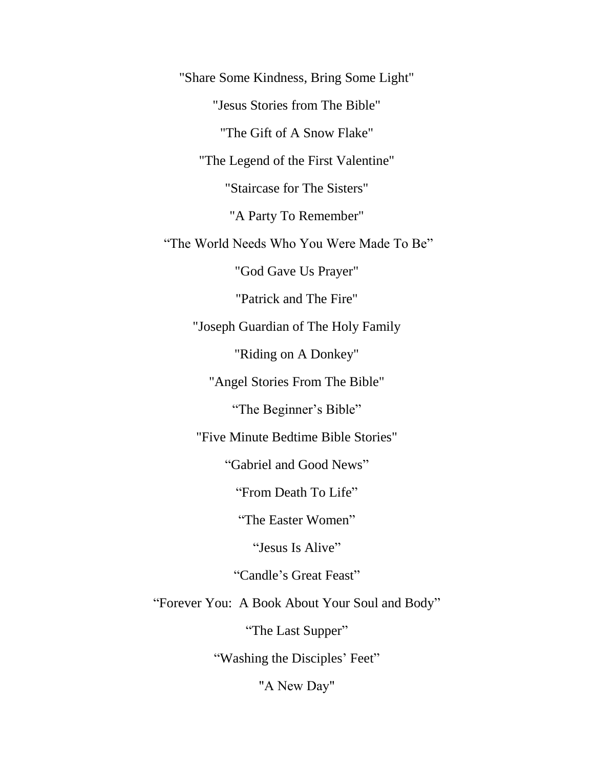"Share Some Kindness, Bring Some Light"

"Jesus Stories from The Bible"

"The Gift of A Snow Flake"

"The Legend of the First Valentine"

"Staircase for The Sisters"

"A Party To Remember"

“The World Needs Who You Were Made To Be”

"God Gave Us Prayer"

"Patrick and The Fire"

"Joseph Guardian of The Holy Family

"Riding on A Donkey"

"Angel Stories From The Bible"

“The Beginner’s Bible”

"Five Minute Bedtime Bible Stories"

“Gabriel and Good News”

“From Death To Life”

“The Easter Women”

“Jesus Is Alive”

“Candle’s Great Feast”

“Forever You:  A Book About Your Soul and Body”

“The Last Supper”

“Washing the Disciples’ Feet”

"A New Day"